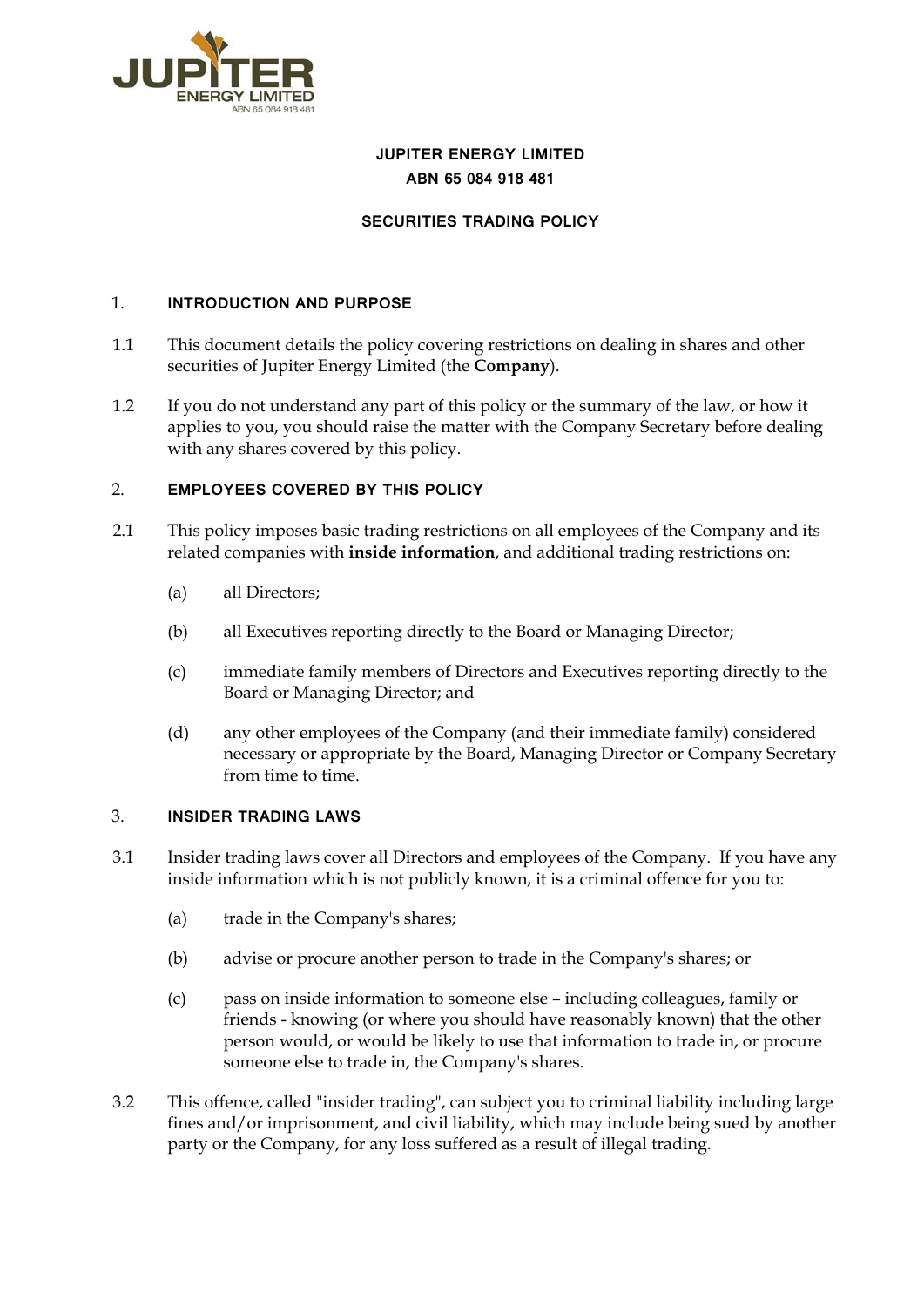JUPITER ENERGY LIMITED
ABN 65 084 918 481

# JUPITER ENERGY LIMITED
# ABN 65 084 918 481

## SECURITIES TRADING POLICY

### 1. INTRODUCTION AND PURPOSE

1.1 This document details the policy covering restrictions on dealing in shares and other securities of Jupiter Energy Limited (the **Company**).

1.2 If you do not understand any part of this policy or the summary of the law, or how it applies to you, you should raise the matter with the Company Secretary before dealing with any shares covered by this policy.

### 2. EMPLOYEES COVERED BY THIS POLICY

2.1 This policy imposes basic trading restrictions on all employees of the Company and its related companies with **inside information**, and additional trading restrictions on:

(a) all Directors;

(b) all Executives reporting directly to the Board or Managing Director;

(c) immediate family members of Directors and Executives reporting directly to the Board or Managing Director; and

(d) any other employees of the Company (and their immediate family) considered necessary or appropriate by the Board, Managing Director or Company Secretary from time to time.

### 3. INSIDER TRADING LAWS

3.1 Insider trading laws cover all Directors and employees of the Company. If you have any inside information which is not publicly known, it is a criminal offence for you to:

(a) trade in the Company's shares;

(b) advise or procure another person to trade in the Company's shares; or

(c) pass on inside information to someone else – including colleagues, family or friends - knowing (or where you should have reasonably known) that the other person would, or would be likely to use that information to trade in, or procure someone else to trade in, the Company's shares.

3.2 This offence, called "insider trading", can subject you to criminal liability including large fines and/or imprisonment, and civil liability, which may include being sued by another party or the Company, for any loss suffered as a result of illegal trading.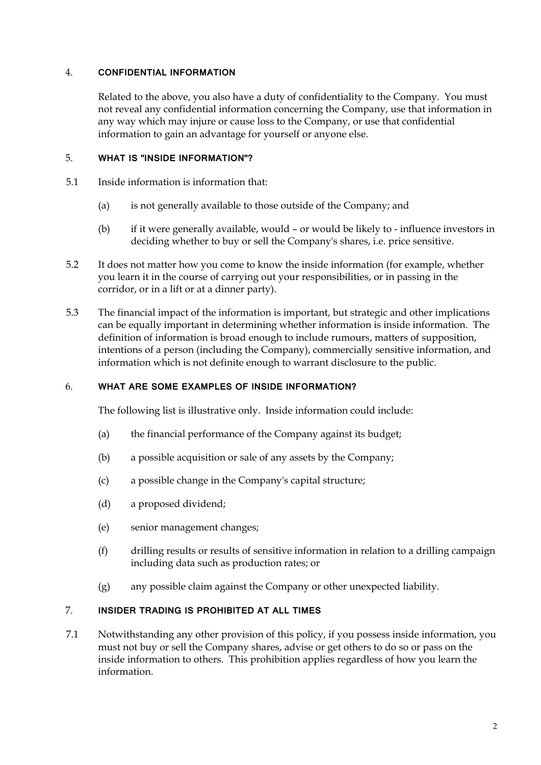## 4. CONFIDENTIAL INFORMATION

Related to the above, you also have a duty of confidentiality to the Company. You must not reveal any confidential information concerning the Company, use that information in any way which may injure or cause loss to the Company, or use that confidential information to gain an advantage for yourself or anyone else.

## 5. WHAT IS "INSIDE INFORMATION"?

5.1 Inside information is information that:

(a) is not generally available to those outside of the Company; and

(b) if it were generally available, would – or would be likely to - influence investors in deciding whether to buy or sell the Company's shares, i.e. price sensitive.

5.2 It does not matter how you come to know the inside information (for example, whether you learn it in the course of carrying out your responsibilities, or in passing in the corridor, or in a lift or at a dinner party).

5.3 The financial impact of the information is important, but strategic and other implications can be equally important in determining whether information is inside information. The definition of information is broad enough to include rumours, matters of supposition, intentions of a person (including the Company), commercially sensitive information, and information which is not definite enough to warrant disclosure to the public.

## 6. WHAT ARE SOME EXAMPLES OF INSIDE INFORMATION?

The following list is illustrative only. Inside information could include:

(a) the financial performance of the Company against its budget;

(b) a possible acquisition or sale of any assets by the Company;

(c) a possible change in the Company's capital structure;

(d) a proposed dividend;

(e) senior management changes;

(f) drilling results or results of sensitive information in relation to a drilling campaign including data such as production rates; or

(g) any possible claim against the Company or other unexpected liability.

## 7. INSIDER TRADING IS PROHIBITED AT ALL TIMES

7.1 Notwithstanding any other provision of this policy, if you possess inside information, you must not buy or sell the Company shares, advise or get others to do so or pass on the inside information to others. This prohibition applies regardless of how you learn the information.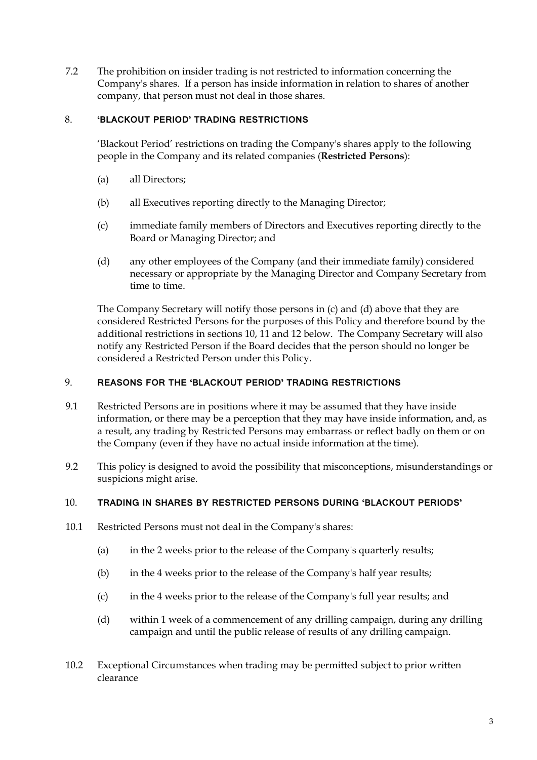7.2 The prohibition on insider trading is not restricted to information concerning the Company's shares. If a person has inside information in relation to shares of another company, that person must not deal in those shares.

## 8. 'BLACKOUT PERIOD' TRADING RESTRICTIONS

'Blackout Period' restrictions on trading the Company's shares apply to the following people in the Company and its related companies (**Restricted Persons**):

(a) all Directors;

(b) all Executives reporting directly to the Managing Director;

(c) immediate family members of Directors and Executives reporting directly to the Board or Managing Director; and

(d) any other employees of the Company (and their immediate family) considered necessary or appropriate by the Managing Director and Company Secretary from time to time.

The Company Secretary will notify those persons in (c) and (d) above that they are considered Restricted Persons for the purposes of this Policy and therefore bound by the additional restrictions in sections 10, 11 and 12 below. The Company Secretary will also notify any Restricted Person if the Board decides that the person should no longer be considered a Restricted Person under this Policy.

## 9. REASONS FOR THE 'BLACKOUT PERIOD' TRADING RESTRICTIONS

9.1 Restricted Persons are in positions where it may be assumed that they have inside information, or there may be a perception that they may have inside information, and, as a result, any trading by Restricted Persons may embarrass or reflect badly on them or on the Company (even if they have no actual inside information at the time).

9.2 This policy is designed to avoid the possibility that misconceptions, misunderstandings or suspicions might arise.

## 10. TRADING IN SHARES BY RESTRICTED PERSONS DURING 'BLACKOUT PERIODS'

10.1 Restricted Persons must not deal in the Company's shares:

(a) in the 2 weeks prior to the release of the Company's quarterly results;

(b) in the 4 weeks prior to the release of the Company's half year results;

(c) in the 4 weeks prior to the release of the Company's full year results; and

(d) within 1 week of a commencement of any drilling campaign, during any drilling campaign and until the public release of results of any drilling campaign.

10.2 Exceptional Circumstances when trading may be permitted subject to prior written clearance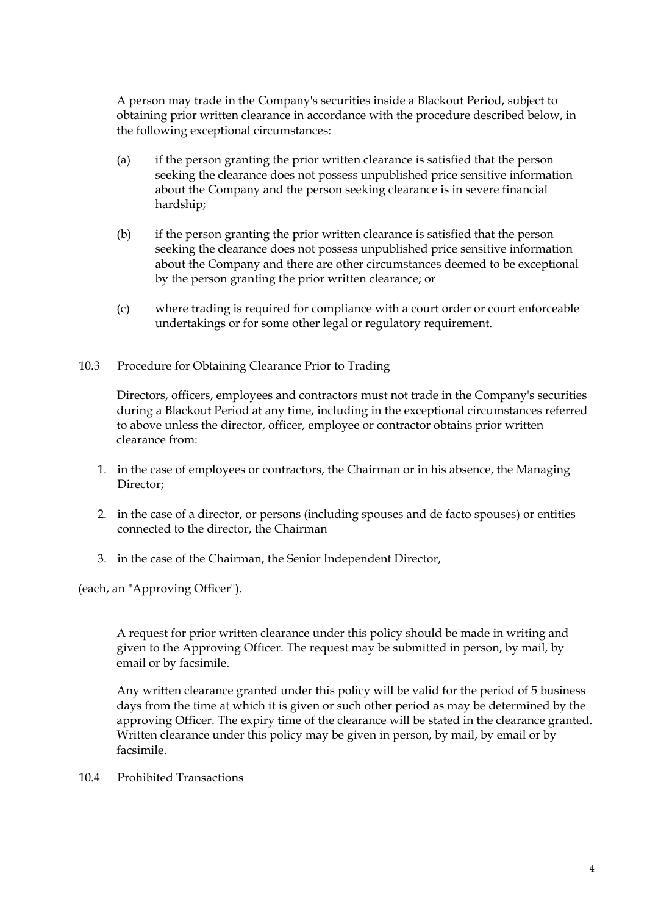A person may trade in the Company's securities inside a Blackout Period, subject to obtaining prior written clearance in accordance with the procedure described below, in the following exceptional circumstances:

(a) if the person granting the prior written clearance is satisfied that the person seeking the clearance does not possess unpublished price sensitive information about the Company and the person seeking clearance is in severe financial hardship;

(b) if the person granting the prior written clearance is satisfied that the person seeking the clearance does not possess unpublished price sensitive information about the Company and there are other circumstances deemed to be exceptional by the person granting the prior written clearance; or

(c) where trading is required for compliance with a court order or court enforceable undertakings or for some other legal or regulatory requirement.

10.3 Procedure for Obtaining Clearance Prior to Trading

Directors, officers, employees and contractors must not trade in the Company's securities during a Blackout Period at any time, including in the exceptional circumstances referred to above unless the director, officer, employee or contractor obtains prior written clearance from:

1. in the case of employees or contractors, the Chairman or in his absence, the Managing Director;
2. in the case of a director, or persons (including spouses and de facto spouses) or entities connected to the director, the Chairman
3. in the case of the Chairman, the Senior Independent Director,

(each, an "Approving Officer").

A request for prior written clearance under this policy should be made in writing and given to the Approving Officer. The request may be submitted in person, by mail, by email or by facsimile.

Any written clearance granted under this policy will be valid for the period of 5 business days from the time at which it is given or such other period as may be determined by the approving Officer. The expiry time of the clearance will be stated in the clearance granted. Written clearance under this policy may be given in person, by mail, by email or by facsimile.

10.4 Prohibited Transactions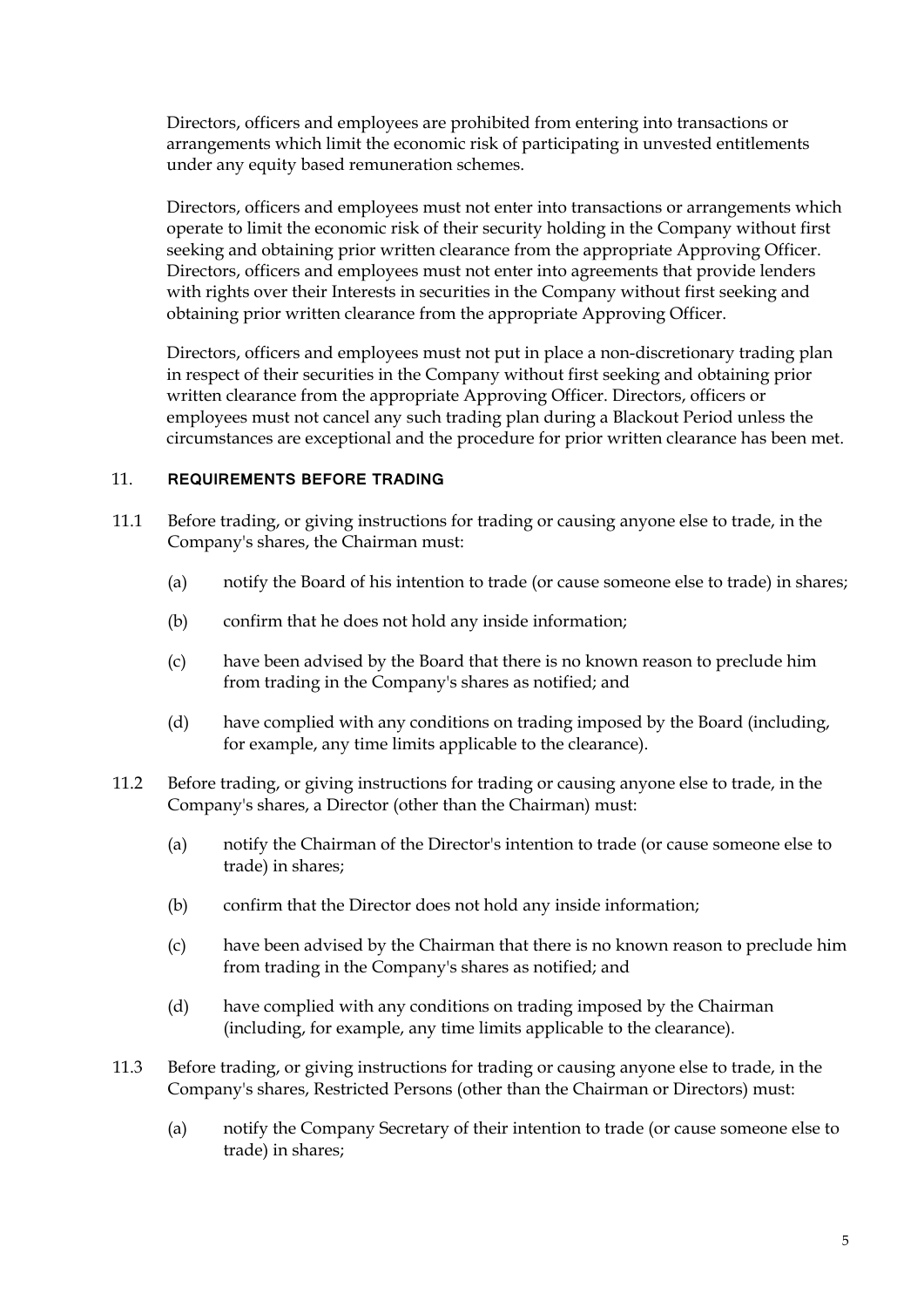Directors, officers and employees are prohibited from entering into transactions or arrangements which limit the economic risk of participating in unvested entitlements under any equity based remuneration schemes.

Directors, officers and employees must not enter into transactions or arrangements which operate to limit the economic risk of their security holding in the Company without first seeking and obtaining prior written clearance from the appropriate Approving Officer. Directors, officers and employees must not enter into agreements that provide lenders with rights over their Interests in securities in the Company without first seeking and obtaining prior written clearance from the appropriate Approving Officer.

Directors, officers and employees must not put in place a non-discretionary trading plan in respect of their securities in the Company without first seeking and obtaining prior written clearance from the appropriate Approving Officer. Directors, officers or employees must not cancel any such trading plan during a Blackout Period unless the circumstances are exceptional and the procedure for prior written clearance has been met.

## 11. REQUIREMENTS BEFORE TRADING

11.1 Before trading, or giving instructions for trading or causing anyone else to trade, in the Company's shares, the Chairman must:

(a) notify the Board of his intention to trade (or cause someone else to trade) in shares;

(b) confirm that he does not hold any inside information;

(c) have been advised by the Board that there is no known reason to preclude him from trading in the Company's shares as notified; and

(d) have complied with any conditions on trading imposed by the Board (including, for example, any time limits applicable to the clearance).

11.2 Before trading, or giving instructions for trading or causing anyone else to trade, in the Company's shares, a Director (other than the Chairman) must:

(a) notify the Chairman of the Director's intention to trade (or cause someone else to trade) in shares;

(b) confirm that the Director does not hold any inside information;

(c) have been advised by the Chairman that there is no known reason to preclude him from trading in the Company's shares as notified; and

(d) have complied with any conditions on trading imposed by the Chairman (including, for example, any time limits applicable to the clearance).

11.3 Before trading, or giving instructions for trading or causing anyone else to trade, in the Company's shares, Restricted Persons (other than the Chairman or Directors) must:

(a) notify the Company Secretary of their intention to trade (or cause someone else to trade) in shares;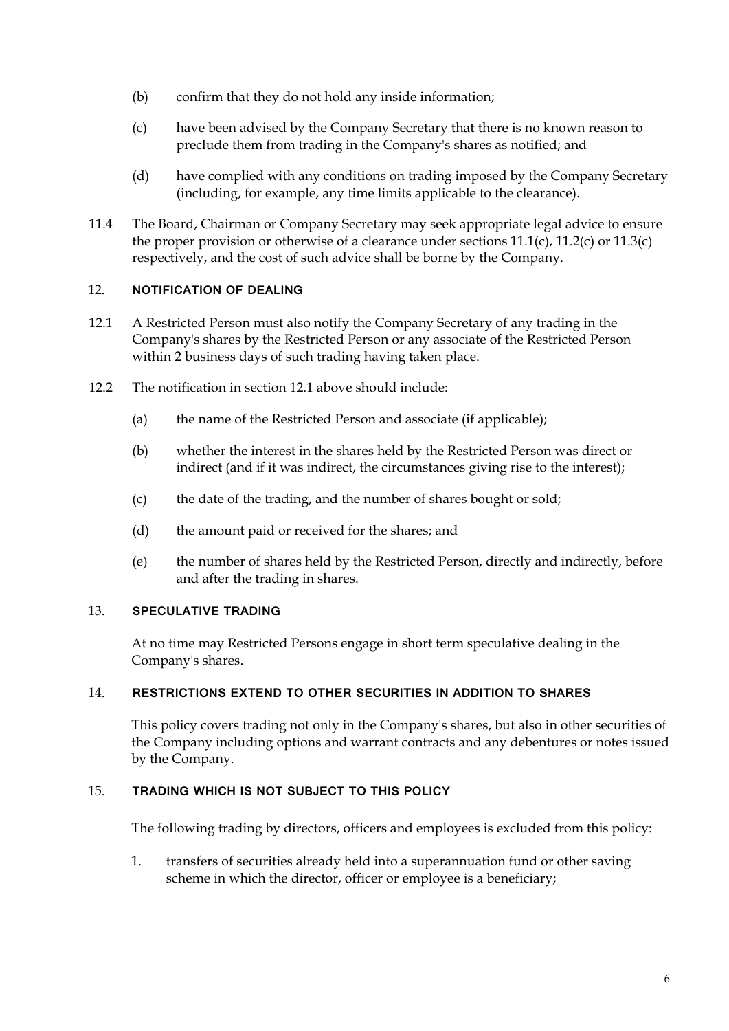(b) confirm that they do not hold any inside information;

(c) have been advised by the Company Secretary that there is no known reason to preclude them from trading in the Company's shares as notified; and

(d) have complied with any conditions on trading imposed by the Company Secretary (including, for example, any time limits applicable to the clearance).

11.4 The Board, Chairman or Company Secretary may seek appropriate legal advice to ensure the proper provision or otherwise of a clearance under sections 11.1(c), 11.2(c) or 11.3(c) respectively, and the cost of such advice shall be borne by the Company.

## 12. NOTIFICATION OF DEALING

12.1 A Restricted Person must also notify the Company Secretary of any trading in the Company's shares by the Restricted Person or any associate of the Restricted Person within 2 business days of such trading having taken place.

12.2 The notification in section 12.1 above should include:

(a) the name of the Restricted Person and associate (if applicable);

(b) whether the interest in the shares held by the Restricted Person was direct or indirect (and if it was indirect, the circumstances giving rise to the interest);

(c) the date of the trading, and the number of shares bought or sold;

(d) the amount paid or received for the shares; and

(e) the number of shares held by the Restricted Person, directly and indirectly, before and after the trading in shares.

## 13. SPECULATIVE TRADING

At no time may Restricted Persons engage in short term speculative dealing in the Company's shares.

## 14. RESTRICTIONS EXTEND TO OTHER SECURITIES IN ADDITION TO SHARES

This policy covers trading not only in the Company's shares, but also in other securities of the Company including options and warrant contracts and any debentures or notes issued by the Company.

## 15. TRADING WHICH IS NOT SUBJECT TO THIS POLICY

The following trading by directors, officers and employees is excluded from this policy:

1. transfers of securities already held into a superannuation fund or other saving scheme in which the director, officer or employee is a beneficiary;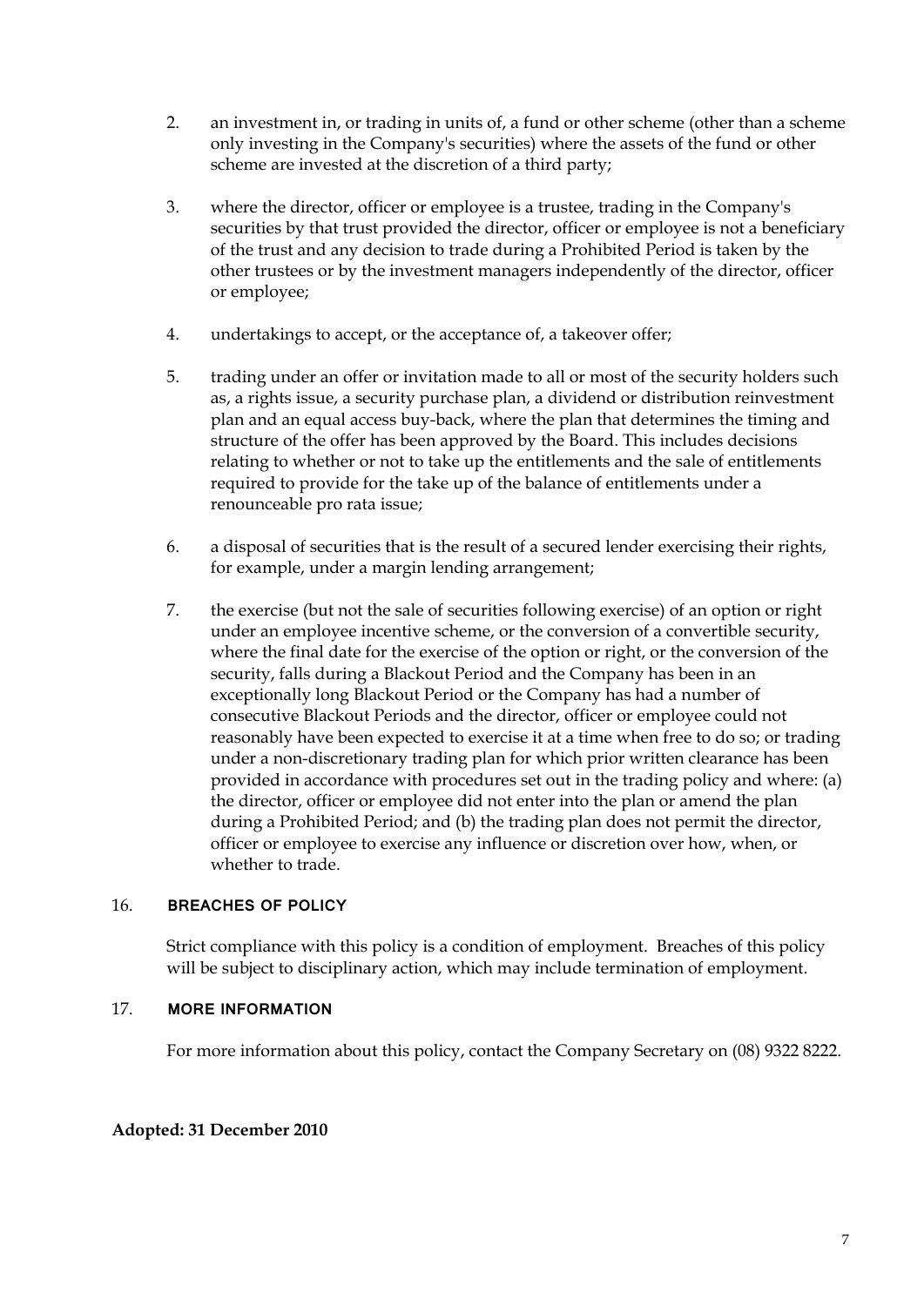2. an investment in, or trading in units of, a fund or other scheme (other than a scheme only investing in the Company's securities) where the assets of the fund or other scheme are invested at the discretion of a third party;

3. where the director, officer or employee is a trustee, trading in the Company's securities by that trust provided the director, officer or employee is not a beneficiary of the trust and any decision to trade during a Prohibited Period is taken by the other trustees or by the investment managers independently of the director, officer or employee;

4. undertakings to accept, or the acceptance of, a takeover offer;

5. trading under an offer or invitation made to all or most of the security holders such as, a rights issue, a security purchase plan, a dividend or distribution reinvestment plan and an equal access buy-back, where the plan that determines the timing and structure of the offer has been approved by the Board. This includes decisions relating to whether or not to take up the entitlements and the sale of entitlements required to provide for the take up of the balance of entitlements under a renounceable pro rata issue;

6. a disposal of securities that is the result of a secured lender exercising their rights, for example, under a margin lending arrangement;

7. the exercise (but not the sale of securities following exercise) of an option or right under an employee incentive scheme, or the conversion of a convertible security, where the final date for the exercise of the option or right, or the conversion of the security, falls during a Blackout Period and the Company has been in an exceptionally long Blackout Period or the Company has had a number of consecutive Blackout Periods and the director, officer or employee could not reasonably have been expected to exercise it at a time when free to do so; or trading under a non-discretionary trading plan for which prior written clearance has been provided in accordance with procedures set out in the trading policy and where: (a) the director, officer or employee did not enter into the plan or amend the plan during a Prohibited Period; and (b) the trading plan does not permit the director, officer or employee to exercise any influence or discretion over how, when, or whether to trade.

## 16. BREACHES OF POLICY

Strict compliance with this policy is a condition of employment. Breaches of this policy will be subject to disciplinary action, which may include termination of employment.

## 17. MORE INFORMATION

For more information about this policy, contact the Company Secretary on (08) 9322 8222.

**Adopted: 31 December 2010**